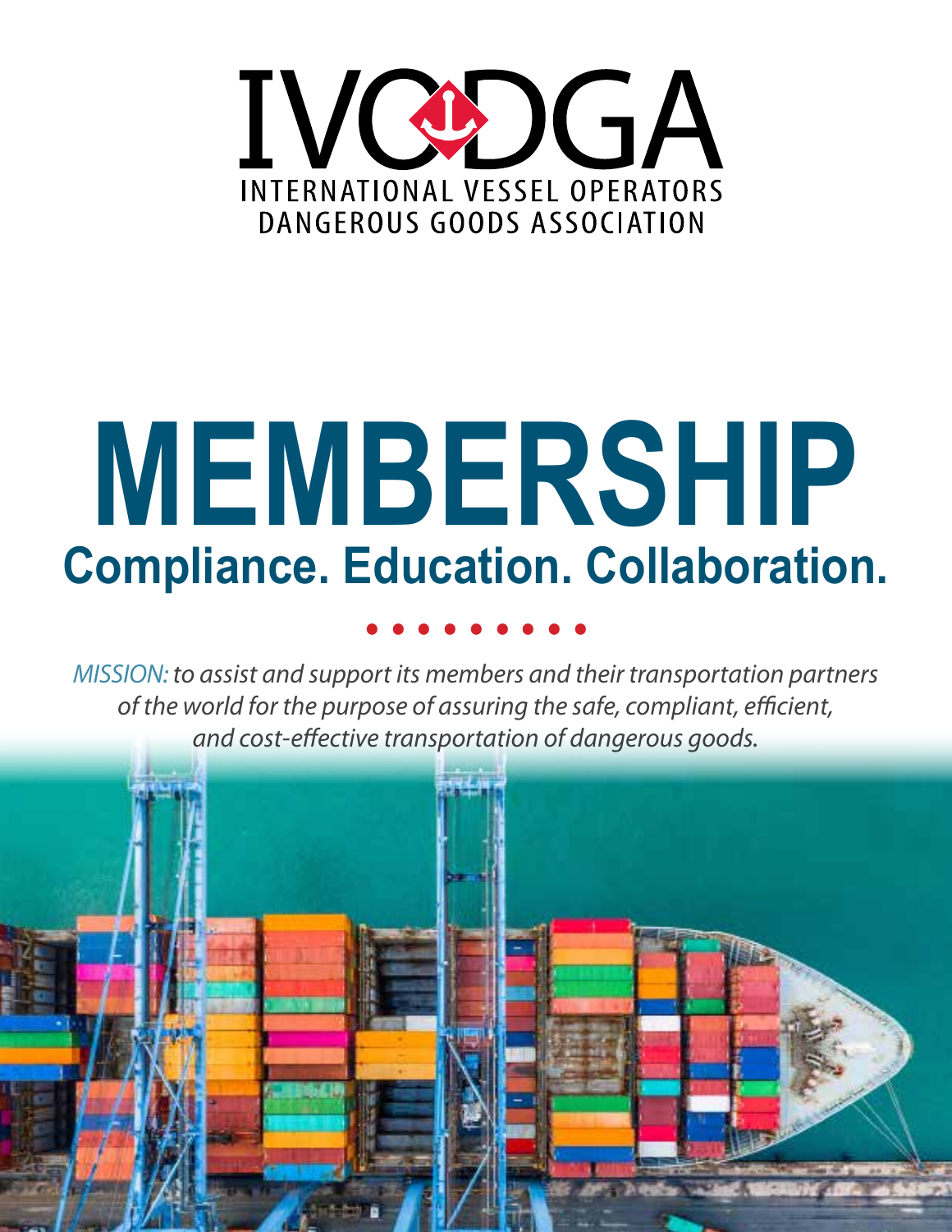# IVODGA

INTERNATIONAL VESSEL OPERATORS DANGEROUS GOODS ASSOCIATION

# MEMBERSHIP

## Compliance. Education. Collaboration.

*MISSION: to assist and support its members and their transportation partners of the world for the purpose of assuring the safe, compliant, efficient, and cost-effective transportation of dangerous goods.*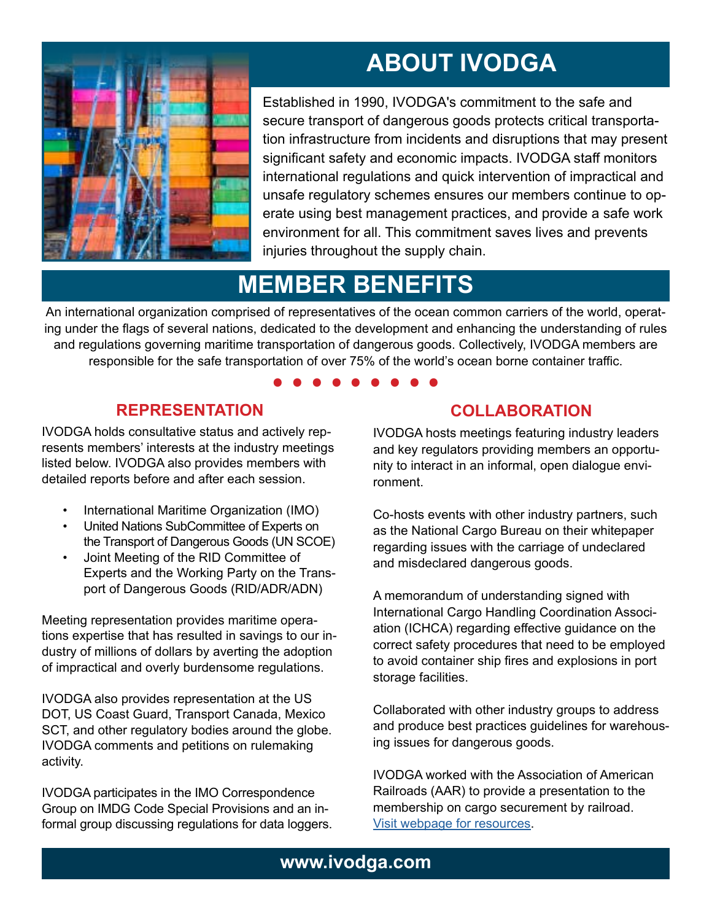# ABOUT IVODGA

Established in 1990, IVODGA's commitment to the safe and secure transport of dangerous goods protects critical transportation infrastructure from incidents and disruptions that may present significant safety and economic impacts. IVODGA staff monitors international regulations and quick intervention of impractical and unsafe regulatory schemes ensures our members continue to operate using best management practices, and provide a safe work environment for all. This commitment saves lives and prevents injuries throughout the supply chain.

# MEMBER BENEFITS

An international organization comprised of representatives of the ocean common carriers of the world, operating under the flags of several nations, dedicated to the development and enhancing the understanding of rules and regulations governing maritime transportation of dangerous goods. Collectively, IVODGA members are responsible for the safe transportation of over 75% of the world's ocean borne container traffic.

## REPRESENTATION

IVODGA holds consultative status and actively represents members' interests at the industry meetings listed below. IVODGA also provides members with detailed reports before and after each session.

- International Maritime Organization (IMO)
- United Nations SubCommittee of Experts on the Transport of Dangerous Goods (UN SCOE)
- Joint Meeting of the RID Committee of Experts and the Working Party on the Transport of Dangerous Goods (RID/ADR/ADN)

Meeting representation provides maritime operations expertise that has resulted in savings to our industry of millions of dollars by averting the adoption of impractical and overly burdensome regulations.

IVODGA also provides representation at the US DOT, US Coast Guard, Transport Canada, Mexico SCT, and other regulatory bodies around the globe. IVODGA comments and petitions on rulemaking activity.

IVODGA participates in the IMO Correspondence Group on IMDG Code Special Provisions and an informal group discussing regulations for data loggers.

## COLLABORATION

IVODGA hosts meetings featuring industry leaders and key regulators providing members an opportunity to interact in an informal, open dialogue environment.

Co-hosts events with other industry partners, such as the National Cargo Bureau on their whitepaper regarding issues with the carriage of undeclared and misdeclared dangerous goods.

A memorandum of understanding signed with International Cargo Handling Coordination Association (ICHCA) regarding effective guidance on the correct safety procedures that need to be employed to avoid container ship fires and explosions in port storage facilities.

Collaborated with other industry groups to address and produce best practices guidelines for warehousing issues for dangerous goods.

IVODGA worked with the Association of American Railroads (AAR) to provide a presentation to the membership on cargo securement by railroad. Visit webpage for resources.

**www.ivodga.com**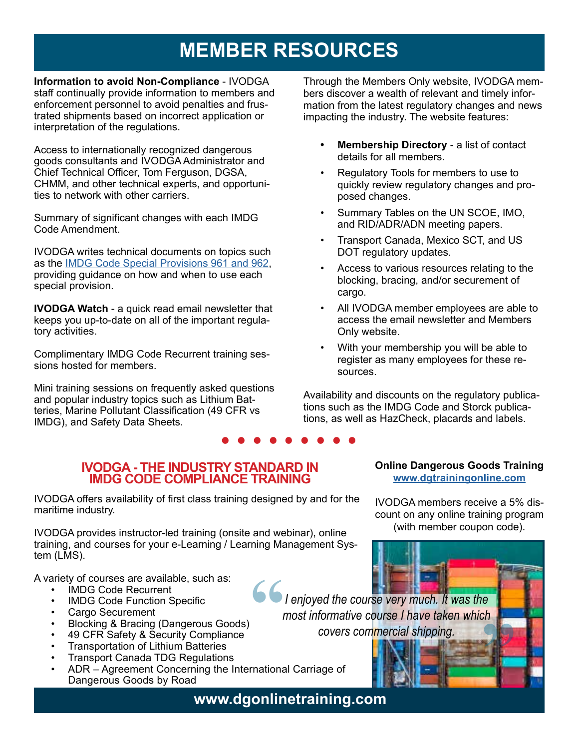# MEMBER RESOURCES

**Information to avoid Non-Compliance** - IVODGA staff continually provide information to members and enforcement personnel to avoid penalties and frustrated shipments based on incorrect application or interpretation of the regulations.

Access to internationally recognized dangerous goods consultants and IVODGA Administrator and Chief Technical Officer, Tom Ferguson, DGSA, CHMM, and other technical experts, and opportunities to network with other carriers.

Summary of significant changes with each IMDG Code Amendment.

IVODGA writes technical documents on topics such as the [IMDG Code Special Provisions 961 and 962](), providing guidance on how and when to use each special provision.

**IVODGA Watch** - a quick read email newsletter that keeps you up-to-date on all of the important regulatory activities.

Complimentary IMDG Code Recurrent training sessions hosted for members.

Mini training sessions on frequently asked questions and popular industry topics such as Lithium Batteries, Marine Pollutant Classification (49 CFR vs IMDG), and Safety Data Sheets.

Through the Members Only website, IVODGA members discover a wealth of relevant and timely information from the latest regulatory changes and news impacting the industry. The website features:

- **Membership Directory** - a list of contact details for all members.
- Regulatory Tools for members to use to quickly review regulatory changes and proposed changes.
- Summary Tables on the UN SCOE, IMO, and RID/ADR/ADN meeting papers.
- Transport Canada, Mexico SCT, and US DOT regulatory updates.
- Access to various resources relating to the blocking, bracing, and/or securement of cargo.
- All IVODGA member employees are able to access the email newsletter and Members Only website.
- With your membership you will be able to register as many employees for these resources.

Availability and discounts on the regulatory publications such as the IMDG Code and Storck publications, as well as HazCheck, placards and labels.

## IVODGA - THE INDUSTRY STANDARD IN IMDG CODE COMPLIANCE TRAINING

IVODGA offers availability of first class training designed by and for the maritime industry.

IVODGA provides instructor-led training (onsite and webinar), online training, and courses for your e-Learning / Learning Management System (LMS).

A variety of courses are available, such as:

- IMDG Code Recurrent
- IMDG Code Function Specific
- Cargo Securement
- Blocking & Bracing (Dangerous Goods)
- 49 CFR Safety & Security Compliance
- Transportation of Lithium Batteries
- Transport Canada TDG Regulations
- ADR – Agreement Concerning the International Carriage of Dangerous Goods by Road

**Online Dangerous Goods Training**
[www.dgtrainingonline.com]()

IVODGA members receive a 5% discount on any online training program (with member coupon code).

*"I enjoyed the course very much. It was the most informative course I have taken which covers commercial shipping."*

**www.dgonlinetraining.com**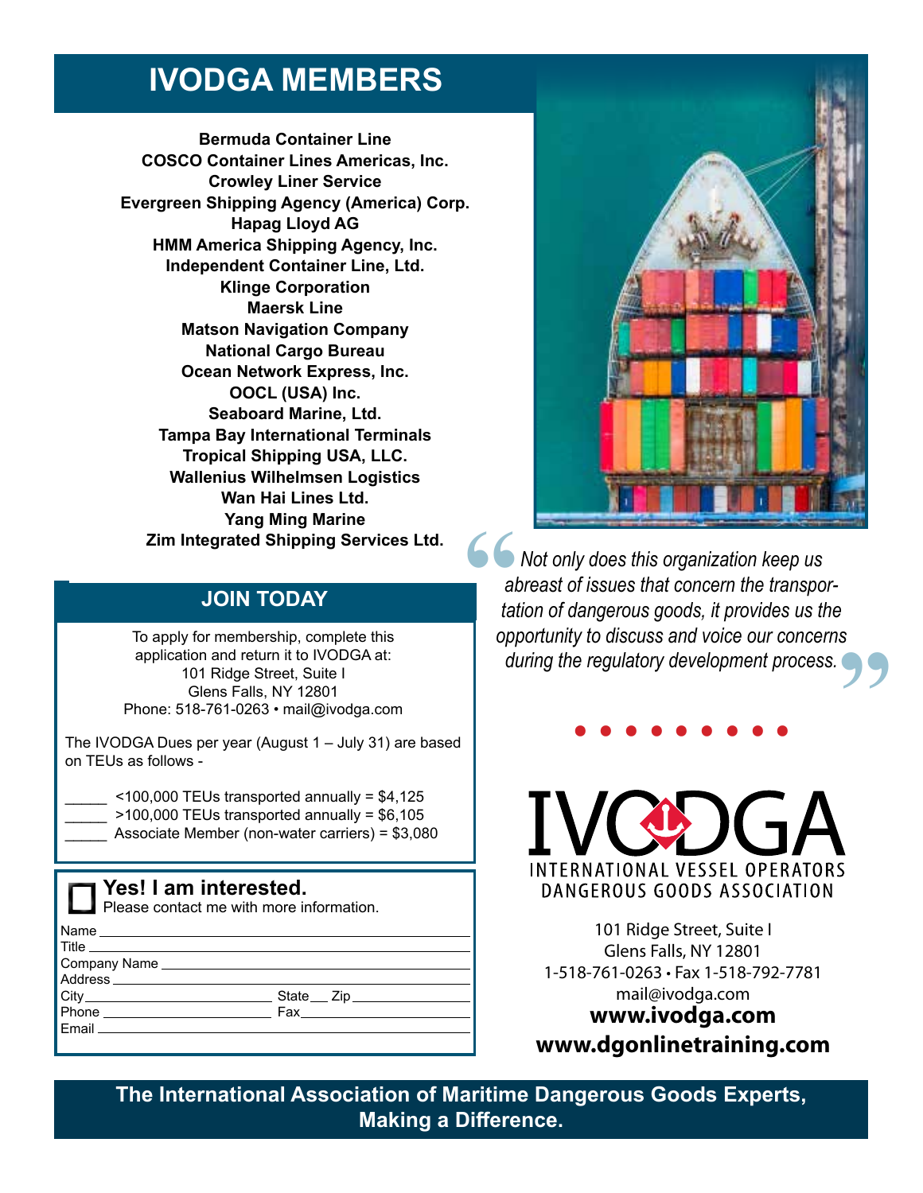# IVODGA MEMBERS

**Bermuda Container Line**
**COSCO Container Lines Americas, Inc.**
**Crowley Liner Service**
**Evergreen Shipping Agency (America) Corp.**
**Hapag Lloyd AG**
**HMM America Shipping Agency, Inc.**
**Independent Container Line, Ltd.**
**Klinge Corporation**
**Maersk Line**
**Matson Navigation Company**
**National Cargo Bureau**
**Ocean Network Express, Inc.**
**OOCL (USA) Inc.**
**Seaboard Marine, Ltd.**
**Tampa Bay International Terminals**
**Tropical Shipping USA, LLC.**
**Wallenius Wilhelmsen Logistics**
**Wan Hai Lines Ltd.**
**Yang Ming Marine**
**Zim Integrated Shipping Services Ltd.**

*"Not only does this organization keep us abreast of issues that concern the transportation of dangerous goods, it provides us the opportunity to discuss and voice our concerns during the regulatory development process."*

## JOIN TODAY

To apply for membership, complete this application and return it to IVODGA at:
101 Ridge Street, Suite I
Glens Falls, NY 12801
Phone: 518-761-0263 • mail@ivodga.com

The IVODGA Dues per year (August 1 – July 31) are based on TEUs as follows -

_____ <100,000 TEUs transported annually = $4,125
_____ >100,000 TEUs transported annually = $6,105
_____ Associate Member (non-water carriers) = $3,080

☐ **Yes! I am interested.**
Please contact me with more information.

Name ______________________________
Title ______________________________
Company Name ______________________________
Address ______________________________
City ______________ State___ Zip ______________
Phone ______________ Fax ______________
Email ______________________________

IVODGA
INTERNATIONAL VESSEL OPERATORS
DANGEROUS GOODS ASSOCIATION

101 Ridge Street, Suite I
Glens Falls, NY 12801
1-518-761-0263 • Fax 1-518-792-7781
mail@ivodga.com
**www.ivodga.com**
**www.dgonlinetraining.com**

**The International Association of Maritime Dangerous Goods Experts, Making a Difference.**